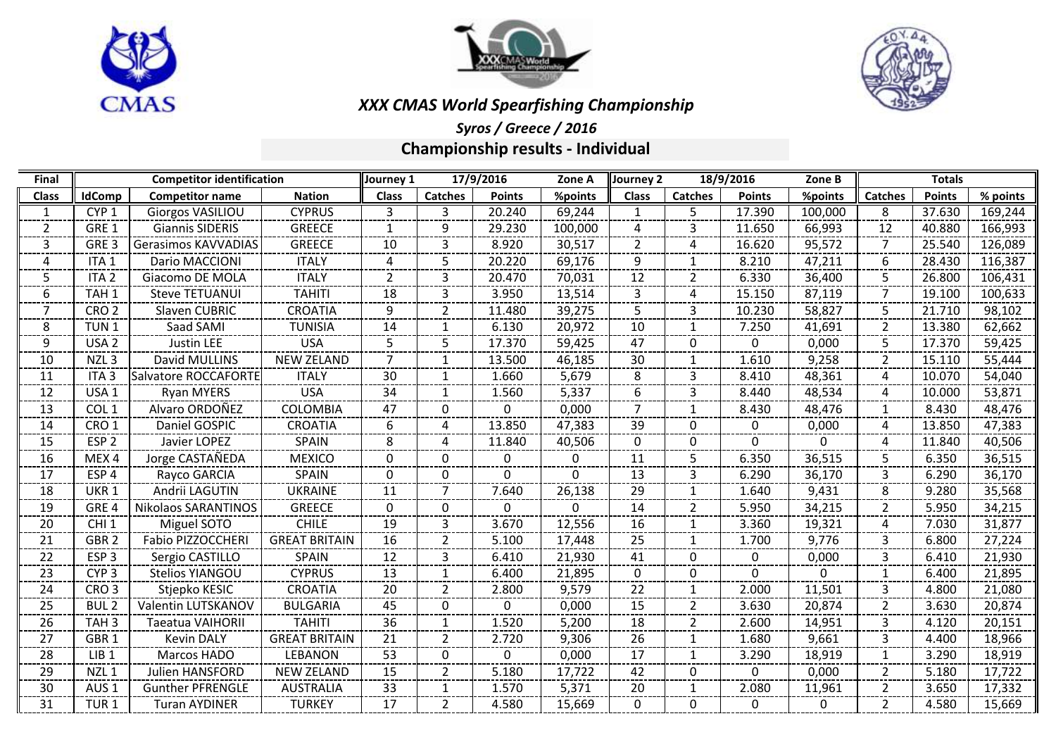# XXX CMAS World Spearfishing Championship

*Syros / Greece / 2016*

## Championship results - Individual

| Final | Competitor identification | | | Journey 1 | 17/9/2016 | | Zone A | Journey 2 | 18/9/2016 | | Zone B | Totals | | |
|---|---|---|---|---|---|---|---|---|---|---|---|---|---|---|
| Class | IdComp | Competitor name | Nation | Class | Catches | Points | %points | Class | Catches | Points | %points | Catches | Points | % points |
| 1 | CYP 1 | Giorgos VASILIOU | CYPRUS | 3 | 3 | 20.240 | 69,244 | 1 | 5 | 17.390 | 100,000 | 8 | 37.630 | 169,244 |
| 2 | GRE 1 | Giannis SIDERIS | GREECE | 1 | 9 | 29.230 | 100,000 | 4 | 3 | 11.650 | 66,993 | 12 | 40.880 | 166,993 |
| 3 | GRE 3 | Gerasimos KAVVADIAS | GREECE | 10 | 3 | 8.920 | 30,517 | 2 | 4 | 16.620 | 95,572 | 7 | 25.540 | 126,089 |
| 4 | ITA 1 | Dario MACCIONI | ITALY | 4 | 5 | 20.220 | 69,176 | 9 | 1 | 8.210 | 47,211 | 6 | 28.430 | 116,387 |
| 5 | ITA 2 | Giacomo DE MOLA | ITALY | 2 | 3 | 20.470 | 70,031 | 12 | 2 | 6.330 | 36,400 | 5 | 26.800 | 106,431 |
| 6 | TAH 1 | Steve TETUANUI | TAHITI | 18 | 3 | 3.950 | 13,514 | 3 | 4 | 15.150 | 87,119 | 7 | 19.100 | 100,633 |
| 7 | CRO 2 | Slaven CUBRIC | CROATIA | 9 | 2 | 11.480 | 39,275 | 5 | 3 | 10.230 | 58,827 | 5 | 21.710 | 98,102 |
| 8 | TUN 1 | Saad SAMI | TUNISIA | 14 | 1 | 6.130 | 20,972 | 10 | 1 | 7.250 | 41,691 | 2 | 13.380 | 62,662 |
| 9 | USA 2 | Justin LEE | USA | 5 | 5 | 17.370 | 59,425 | 47 | 0 | 0 | 0,000 | 5 | 17.370 | 59,425 |
| 10 | NZL 3 | David MULLINS | NEW ZELAND | 7 | 1 | 13.500 | 46,185 | 30 | 1 | 1.610 | 9,258 | 2 | 15.110 | 55,444 |
| 11 | ITA 3 | Salvatore ROCCAFORTE | ITALY | 30 | 1 | 1.660 | 5,679 | 8 | 3 | 8.410 | 48,361 | 4 | 10.070 | 54,040 |
| 12 | USA 1 | Ryan MYERS | USA | 34 | 1 | 1.560 | 5,337 | 6 | 3 | 8.440 | 48,534 | 4 | 10.000 | 53,871 |
| 13 | COL 1 | Alvaro ORDOÑEZ | COLOMBIA | 47 | 0 | 0 | 0,000 | 7 | 1 | 8.430 | 48,476 | 1 | 8.430 | 48,476 |
| 14 | CRO 1 | Daniel GOSPIC | CROATIA | 6 | 4 | 13.850 | 47,383 | 39 | 0 | 0 | 0,000 | 4 | 13.850 | 47,383 |
| 15 | ESP 2 | Javier LOPEZ | SPAIN | 8 | 4 | 11.840 | 40,506 | 0 | 0 | 0 | 0 | 4 | 11.840 | 40,506 |
| 16 | MEX 4 | Jorge CASTAÑEDA | MEXICO | 0 | 0 | 0 | 0 | 11 | 5 | 6.350 | 36,515 | 5 | 6.350 | 36,515 |
| 17 | ESP 4 | Rayco GARCIA | SPAIN | 0 | 0 | 0 | 0 | 13 | 3 | 6.290 | 36,170 | 3 | 6.290 | 36,170 |
| 18 | UKR 1 | Andrii LAGUTIN | UKRAINE | 11 | 7 | 7.640 | 26,138 | 29 | 1 | 1.640 | 9,431 | 8 | 9.280 | 35,568 |
| 19 | GRE 4 | Nikolaos SARANTINOS | GREECE | 0 | 0 | 0 | 0 | 14 | 2 | 5.950 | 34,215 | 2 | 5.950 | 34,215 |
| 20 | CHI 1 | Miguel SOTO | CHILE | 19 | 3 | 3.670 | 12,556 | 16 | 1 | 3.360 | 19,321 | 4 | 7.030 | 31,877 |
| 21 | GBR 2 | Fabio PIZZOCCHERI | GREAT BRITAIN | 16 | 2 | 5.100 | 17,448 | 25 | 1 | 1.700 | 9,776 | 3 | 6.800 | 27,224 |
| 22 | ESP 3 | Sergio CASTILLO | SPAIN | 12 | 3 | 6.410 | 21,930 | 41 | 0 | 0 | 0,000 | 3 | 6.410 | 21,930 |
| 23 | CYP 3 | Stelios YIANGOU | CYPRUS | 13 | 1 | 6.400 | 21,895 | 0 | 0 | 0 | 0 | 1 | 6.400 | 21,895 |
| 24 | CRO 3 | Stjepko KESIC | CROATIA | 20 | 2 | 2.800 | 9,579 | 22 | 1 | 2.000 | 11,501 | 3 | 4.800 | 21,080 |
| 25 | BUL 2 | Valentin LUTSKANOV | BULGARIA | 45 | 0 | 0 | 0,000 | 15 | 2 | 3.630 | 20,874 | 2 | 3.630 | 20,874 |
| 26 | TAH 3 | Taeatua VAIHORII | TAHITI | 36 | 1 | 1.520 | 5,200 | 18 | 2 | 2.600 | 14,951 | 3 | 4.120 | 20,151 |
| 27 | GBR 1 | Kevin DALY | GREAT BRITAIN | 21 | 2 | 2.720 | 9,306 | 26 | 1 | 1.680 | 9,661 | 3 | 4.400 | 18,966 |
| 28 | LIB 1 | Marcos HADO | LEBANON | 53 | 0 | 0 | 0,000 | 17 | 1 | 3.290 | 18,919 | 1 | 3.290 | 18,919 |
| 29 | NZL 1 | Julien HANSFORD | NEW ZELAND | 15 | 2 | 5.180 | 17,722 | 42 | 0 | 0 | 0,000 | 2 | 5.180 | 17,722 |
| 30 | AUS 1 | Gunther PFRENGLE | AUSTRALIA | 33 | 1 | 1.570 | 5,371 | 20 | 1 | 2.080 | 11,961 | 2 | 3.650 | 17,332 |
| 31 | TUR 1 | Turan AYDINER | TURKEY | 17 | 2 | 4.580 | 15,669 | 0 | 0 | 0 | 0 | 2 | 4.580 | 15,669 |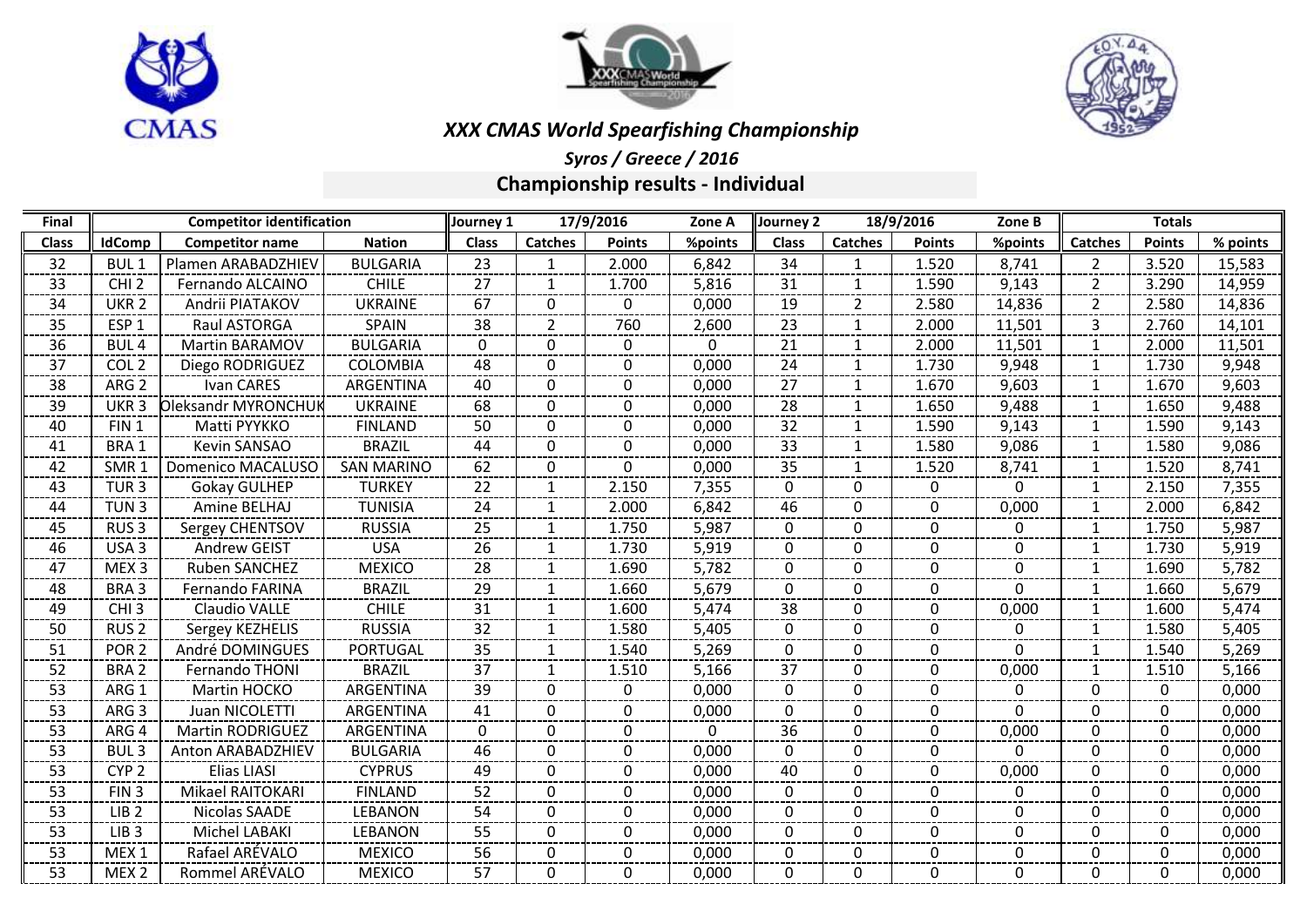# XXX CMAS World Spearfishing Championship

*Syros / Greece / 2016*

## Championship results - Individual

| Final | Competitor identification | | | Journey 1 | 17/9/2016 | | Zone A | Journey 2 | 18/9/2016 | | Zone B | Totals | | |
|---|---|---|---|---|---|---|---|---|---|---|---|---|---|---|
| Class | IdComp | Competitor name | Nation | Class | Catches | Points | %points | Class | Catches | Points | %points | Catches | Points | % points |
| 32 | BUL 1 | Plamen ARABADZHIEV | BULGARIA | 23 | 1 | 2.000 | 6,842 | 34 | 1 | 1.520 | 8,741 | 2 | 3.520 | 15,583 |
| 33 | CHI 2 | Fernando ALCAINO | CHILE | 27 | 1 | 1.700 | 5,816 | 31 | 1 | 1.590 | 9,143 | 2 | 3.290 | 14,959 |
| 34 | UKR 2 | Andrii PIATAKOV | UKRAINE | 67 | 0 | 0 | 0,000 | 19 | 2 | 2.580 | 14,836 | 2 | 2.580 | 14,836 |
| 35 | ESP 1 | Raul ASTORGA | SPAIN | 38 | 2 | 760 | 2,600 | 23 | 1 | 2.000 | 11,501 | 3 | 2.760 | 14,101 |
| 36 | BUL 4 | Martin BARAMOV | BULGARIA | 0 | 0 | 0 | 0 | 21 | 1 | 2.000 | 11,501 | 1 | 2.000 | 11,501 |
| 37 | COL 2 | Diego RODRIGUEZ | COLOMBIA | 48 | 0 | 0 | 0,000 | 24 | 1 | 1.730 | 9,948 | 1 | 1.730 | 9,948 |
| 38 | ARG 2 | Ivan CARES | ARGENTINA | 40 | 0 | 0 | 0,000 | 27 | 1 | 1.670 | 9,603 | 1 | 1.670 | 9,603 |
| 39 | UKR 3 | Oleksandr MYRONCHUK | UKRAINE | 68 | 0 | 0 | 0,000 | 28 | 1 | 1.650 | 9,488 | 1 | 1.650 | 9,488 |
| 40 | FIN 1 | Matti PYYKKO | FINLAND | 50 | 0 | 0 | 0,000 | 32 | 1 | 1.590 | 9,143 | 1 | 1.590 | 9,143 |
| 41 | BRA 1 | Kevin SANSAO | BRAZIL | 44 | 0 | 0 | 0,000 | 33 | 1 | 1.580 | 9,086 | 1 | 1.580 | 9,086 |
| 42 | SMR 1 | Domenico MACALUSO | SAN MARINO | 62 | 0 | 0 | 0,000 | 35 | 1 | 1.520 | 8,741 | 1 | 1.520 | 8,741 |
| 43 | TUR 3 | Gokay GULHEP | TURKEY | 22 | 1 | 2.150 | 7,355 | 0 | 0 | 0 | 0 | 1 | 2.150 | 7,355 |
| 44 | TUN 3 | Amine BELHAJ | TUNISIA | 24 | 1 | 2.000 | 6,842 | 46 | 0 | 0 | 0,000 | 1 | 2.000 | 6,842 |
| 45 | RUS 3 | Sergey CHENTSOV | RUSSIA | 25 | 1 | 1.750 | 5,987 | 0 | 0 | 0 | 0 | 1 | 1.750 | 5,987 |
| 46 | USA 3 | Andrew GEIST | USA | 26 | 1 | 1.730 | 5,919 | 0 | 0 | 0 | 0 | 1 | 1.730 | 5,919 |
| 47 | MEX 3 | Ruben SANCHEZ | MEXICO | 28 | 1 | 1.690 | 5,782 | 0 | 0 | 0 | 0 | 1 | 1.690 | 5,782 |
| 48 | BRA 3 | Fernando FARINA | BRAZIL | 29 | 1 | 1.660 | 5,679 | 0 | 0 | 0 | 0 | 1 | 1.660 | 5,679 |
| 49 | CHI 3 | Claudio VALLE | CHILE | 31 | 1 | 1.600 | 5,474 | 38 | 0 | 0 | 0,000 | 1 | 1.600 | 5,474 |
| 50 | RUS 2 | Sergey KEZHELIS | RUSSIA | 32 | 1 | 1.580 | 5,405 | 0 | 0 | 0 | 0 | 1 | 1.580 | 5,405 |
| 51 | POR 2 | André DOMINGUES | PORTUGAL | 35 | 1 | 1.540 | 5,269 | 0 | 0 | 0 | 0 | 1 | 1.540 | 5,269 |
| 52 | BRA 2 | Fernando THONI | BRAZIL | 37 | 1 | 1.510 | 5,166 | 37 | 0 | 0 | 0,000 | 1 | 1.510 | 5,166 |
| 53 | ARG 1 | Martin HOCKO | ARGENTINA | 39 | 0 | 0 | 0,000 | 0 | 0 | 0 | 0 | 0 | 0 | 0,000 |
| 53 | ARG 3 | Juan NICOLETTI | ARGENTINA | 41 | 0 | 0 | 0,000 | 0 | 0 | 0 | 0 | 0 | 0 | 0,000 |
| 53 | ARG 4 | Martin RODRIGUEZ | ARGENTINA | 0 | 0 | 0 | 0 | 36 | 0 | 0 | 0,000 | 0 | 0 | 0,000 |
| 53 | BUL 3 | Anton ARABADZHIEV | BULGARIA | 46 | 0 | 0 | 0,000 | 0 | 0 | 0 | 0 | 0 | 0 | 0,000 |
| 53 | CYP 2 | Elias LIASI | CYPRUS | 49 | 0 | 0 | 0,000 | 40 | 0 | 0 | 0,000 | 0 | 0 | 0,000 |
| 53 | FIN 3 | Mikael RAITOKARI | FINLAND | 52 | 0 | 0 | 0,000 | 0 | 0 | 0 | 0 | 0 | 0 | 0,000 |
| 53 | LIB 2 | Nicolas SAADE | LEBANON | 54 | 0 | 0 | 0,000 | 0 | 0 | 0 | 0 | 0 | 0 | 0,000 |
| 53 | LIB 3 | Michel LABAKI | LEBANON | 55 | 0 | 0 | 0,000 | 0 | 0 | 0 | 0 | 0 | 0 | 0,000 |
| 53 | MEX 1 | Rafael ARÉVALO | MEXICO | 56 | 0 | 0 | 0,000 | 0 | 0 | 0 | 0 | 0 | 0 | 0,000 |
| 53 | MEX 2 | Rommel ARÉVALO | MEXICO | 57 | 0 | 0 | 0,000 | 0 | 0 | 0 | 0 | 0 | 0 | 0,000 |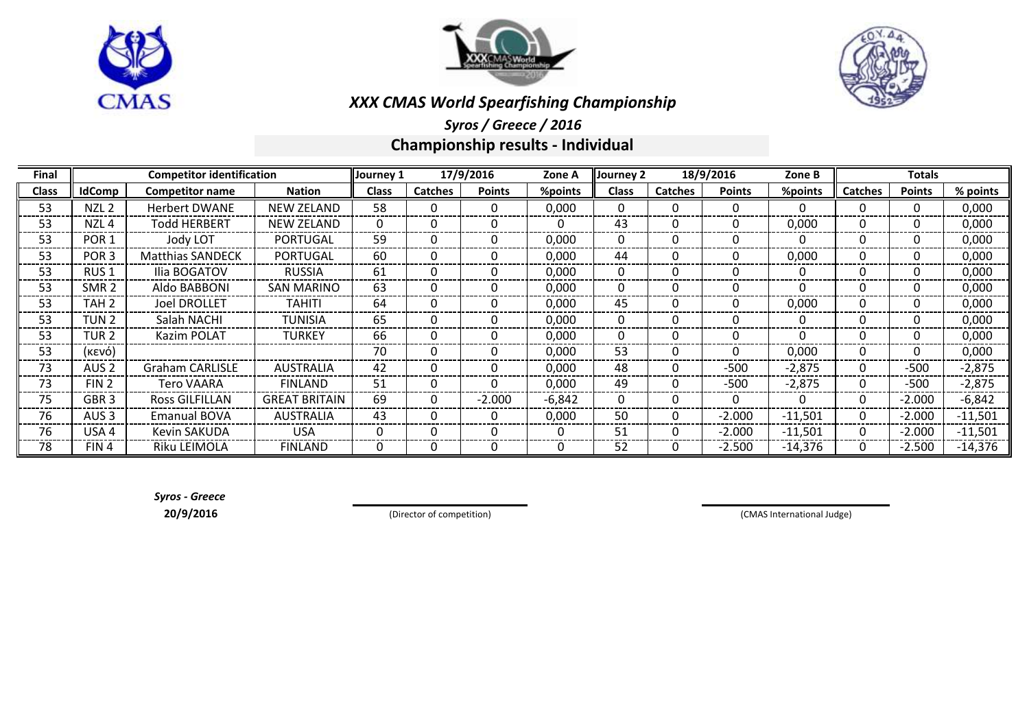# XXX CMAS World Spearfishing Championship

## Syros / Greece / 2016

## Championship results - Individual

| Final | Competitor identification | | | Journey 1 | 17/9/2016 | | Zone A | Journey 2 | 18/9/2016 | | Zone B | Totals | | |
|---|---|---|---|---|---|---|---|---|---|---|---|---|---|---|
| Class | IdComp | Competitor name | Nation | Class | Catches | Points | %points | Class | Catches | Points | %points | Catches | Points | % points |
| 53 | NZL 2 | Herbert DWANE | NEW ZELAND | 58 | 0 | 0 | 0,000 | 0 | 0 | 0 | 0 | 0 | 0 | 0,000 |
| 53 | NZL 4 | Todd HERBERT | NEW ZELAND | 0 | 0 | 0 | 0 | 43 | 0 | 0 | 0,000 | 0 | 0 | 0,000 |
| 53 | POR 1 | Jody LOT | PORTUGAL | 59 | 0 | 0 | 0,000 | 0 | 0 | 0 | 0 | 0 | 0 | 0,000 |
| 53 | POR 3 | Matthias SANDECK | PORTUGAL | 60 | 0 | 0 | 0,000 | 44 | 0 | 0 | 0,000 | 0 | 0 | 0,000 |
| 53 | RUS 1 | Ilia BOGATOV | RUSSIA | 61 | 0 | 0 | 0,000 | 0 | 0 | 0 | 0 | 0 | 0 | 0,000 |
| 53 | SMR 2 | Aldo BABBONI | SAN MARINO | 63 | 0 | 0 | 0,000 | 0 | 0 | 0 | 0 | 0 | 0 | 0,000 |
| 53 | TAH 2 | Joel DROLLET | TAHITI | 64 | 0 | 0 | 0,000 | 45 | 0 | 0 | 0,000 | 0 | 0 | 0,000 |
| 53 | TUN 2 | Salah NACHI | TUNISIA | 65 | 0 | 0 | 0,000 | 0 | 0 | 0 | 0 | 0 | 0 | 0,000 |
| 53 | TUR 2 | Kazim POLAT | TURKEY | 66 | 0 | 0 | 0,000 | 0 | 0 | 0 | 0 | 0 | 0 | 0,000 |
| 53 | (κενό) | | | 70 | 0 | 0 | 0,000 | 53 | 0 | 0 | 0,000 | 0 | 0 | 0,000 |
| 73 | AUS 2 | Graham CARLISLE | AUSTRALIA | 42 | 0 | 0 | 0,000 | 48 | 0 | -500 | -2,875 | 0 | -500 | -2,875 |
| 73 | FIN 2 | Tero VAARA | FINLAND | 51 | 0 | 0 | 0,000 | 49 | 0 | -500 | -2,875 | 0 | -500 | -2,875 |
| 75 | GBR 3 | Ross GILFILLAN | GREAT BRITAIN | 69 | 0 | -2.000 | -6,842 | 0 | 0 | 0 | 0 | 0 | -2.000 | -6,842 |
| 76 | AUS 3 | Emanual BOVA | AUSTRALIA | 43 | 0 | 0 | 0,000 | 50 | 0 | -2.000 | -11,501 | 0 | -2.000 | -11,501 |
| 76 | USA 4 | Kevin SAKUDA | USA | 0 | 0 | 0 | 0 | 51 | 0 | -2.000 | -11,501 | 0 | -2.000 | -11,501 |
| 78 | FIN 4 | Riku LEIMOLA | FINLAND | 0 | 0 | 0 | 0 | 52 | 0 | -2.500 | -14,376 | 0 | -2.500 | -14,376 |

***Syros - Greece***
**20/9/2016**

(Director of competition)

(CMAS International Judge)